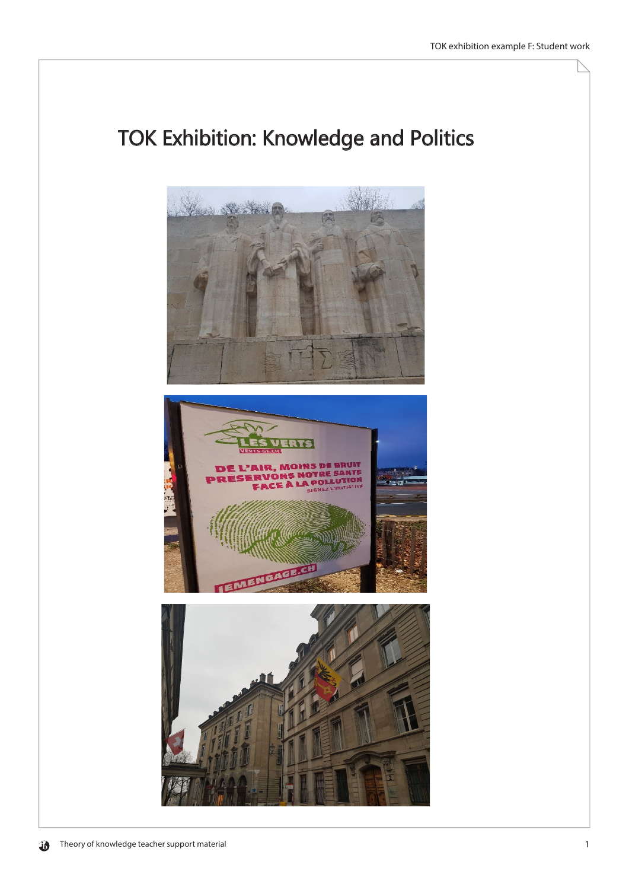# TOK Exhibition: Knowledge and Politics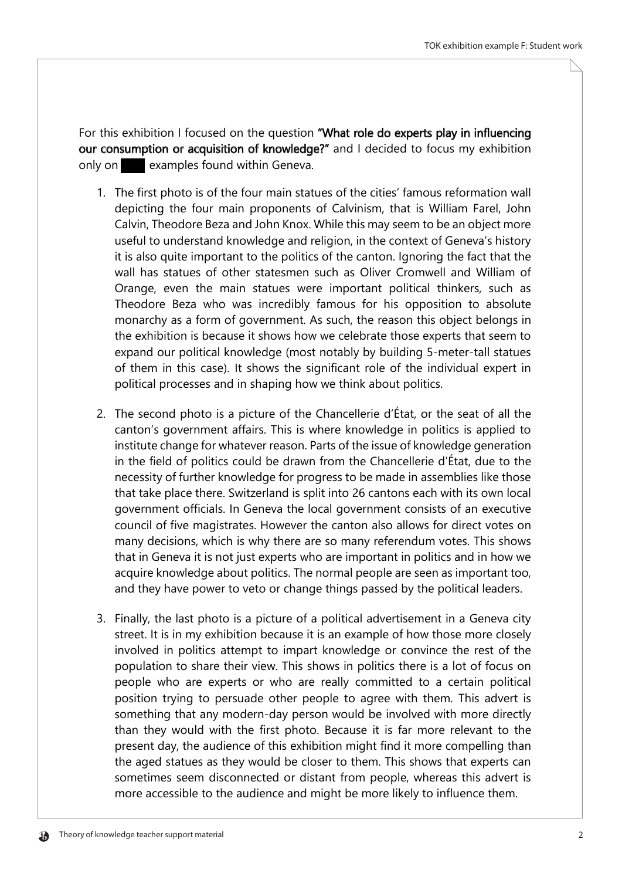For this exhibition I focused on the question **"What role do experts play in influencing our consumption or acquisition of knowledge?"** and I decided to focus my exhibition only on ████ examples found within Geneva.

1. The first photo is of the four main statues of the cities' famous reformation wall depicting the four main proponents of Calvinism, that is William Farel, John Calvin, Theodore Beza and John Knox. While this may seem to be an object more useful to understand knowledge and religion, in the context of Geneva's history it is also quite important to the politics of the canton. Ignoring the fact that the wall has statues of other statesmen such as Oliver Cromwell and William of Orange, even the main statues were important political thinkers, such as Theodore Beza who was incredibly famous for his opposition to absolute monarchy as a form of government. As such, the reason this object belongs in the exhibition is because it shows how we celebrate those experts that seem to expand our political knowledge (most notably by building 5-meter-tall statues of them in this case). It shows the significant role of the individual expert in political processes and in shaping how we think about politics.

2. The second photo is a picture of the Chancellerie d'État, or the seat of all the canton's government affairs. This is where knowledge in politics is applied to institute change for whatever reason. Parts of the issue of knowledge generation in the field of politics could be drawn from the Chancellerie d'État, due to the necessity of further knowledge for progress to be made in assemblies like those that take place there. Switzerland is split into 26 cantons each with its own local government officials. In Geneva the local government consists of an executive council of five magistrates. However the canton also allows for direct votes on many decisions, which is why there are so many referendum votes. This shows that in Geneva it is not just experts who are important in politics and in how we acquire knowledge about politics. The normal people are seen as important too, and they have power to veto or change things passed by the political leaders.

3. Finally, the last photo is a picture of a political advertisement in a Geneva city street. It is in my exhibition because it is an example of how those more closely involved in politics attempt to impart knowledge or convince the rest of the population to share their view. This shows in politics there is a lot of focus on people who are experts or who are really committed to a certain political position trying to persuade other people to agree with them. This advert is something that any modern-day person would be involved with more directly than they would with the first photo. Because it is far more relevant to the present day, the audience of this exhibition might find it more compelling than the aged statues as they would be closer to them. This shows that experts can sometimes seem disconnected or distant from people, whereas this advert is more accessible to the audience and might be more likely to influence them.